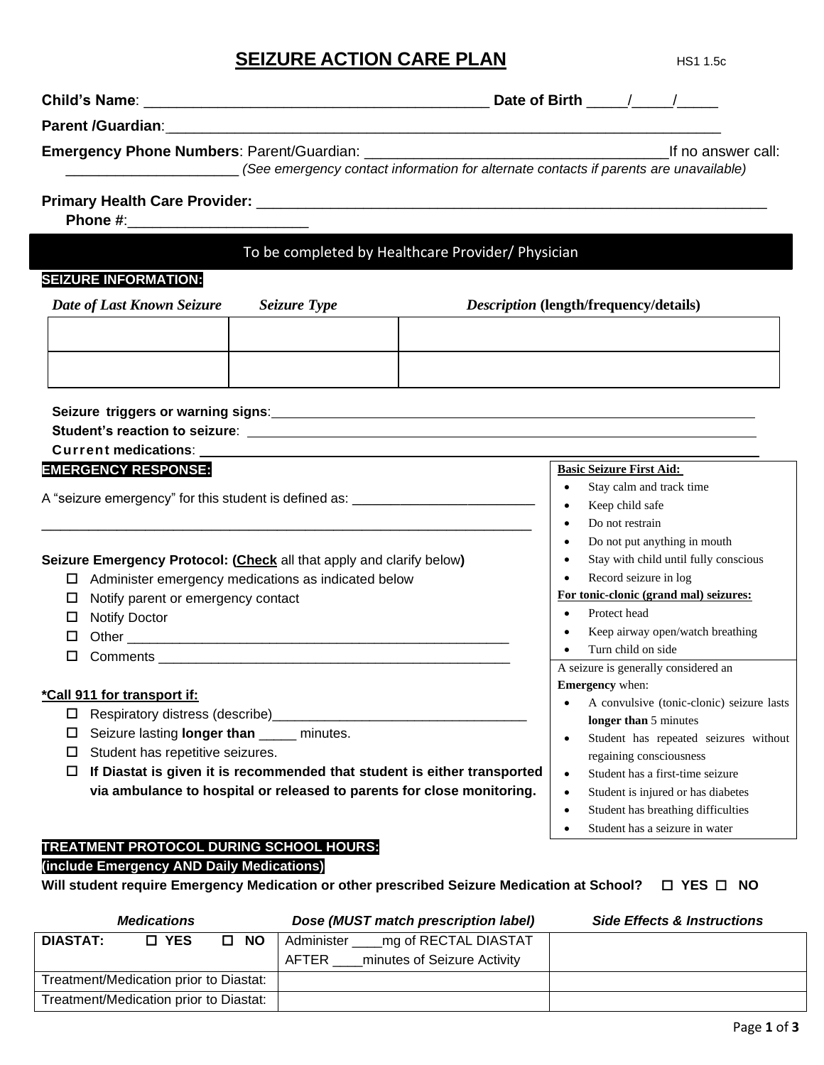# SEIZURE ACTION CARE PLAN

HS1 1.5c

**Child's Name**: ___________________________________________ **Date of Birth** _____/_____/_____

**Parent /Guardian**:_________________________________________________________________________

**Emergency Phone Numbers**: Parent/Guardian: ____________________________________If no answer call: ______________________ *(See emergency contact information for alternate contacts if parents are unavailable)*

**Primary Health Care Provider:** ______________________________________________________________

**Phone #**:______________________

**To be completed by Healthcare Provider/ Physician**

## SEIZURE INFORMATION:

| *Date of Last Known Seizure* | *Seizure Type* | *Description* **(length/frequency/details)** |
|---|---|---|
| | | |
| | | |

**Seizure triggers or warning signs**: ______________________________________________________________

**Student's reaction to seizure**: ______________________________________________________________

**Current medications**: ______________________________________________________________

## EMERGENCY RESPONSE:

A "seizure emergency" for this student is defined as: _________________________

___________________________________________________________________

**Seizure Emergency Protocol: (Check all that apply and clarify below)**

- ☐ Administer emergency medications as indicated below
- ☐ Notify parent or emergency contact
- ☐ Notify Doctor
- ☐ Other _____________________________________________________
- ☐ Comments _________________________________________________

**\*Call 911 for transport if:**

- ☐ Respiratory distress (describe)___________________________________
- ☐ Seizure lasting **longer than** _____ minutes.
- ☐ Student has repetitive seizures.
- ☐ **If Diastat is given it is recommended that student is either transported via ambulance to hospital or released to parents for close monitoring.**

**Basic Seizure First Aid:**

- Stay calm and track time
- Keep child safe
- Do not restrain
- Do not put anything in mouth
- Stay with child until fully conscious
- Record seizure in log

**For tonic-clonic (grand mal) seizures:**

- Protect head
- Keep airway open/watch breathing
- Turn child on side

A seizure is generally considered an **Emergency** when:

- A convulsive (tonic-clonic) seizure lasts **longer than** 5 minutes
- Student has repeated seizures without regaining consciousness
- Student has a first-time seizure
- Student is injured or has diabetes
- Student has breathing difficulties
- Student has a seizure in water

## TREATMENT PROTOCOL DURING SCHOOL HOURS:
### (include Emergency AND Daily Medications)

**Will student require Emergency Medication or other prescribed Seizure Medication at School?** ☐ **YES** ☐ **NO**

| *Medications* | *Dose (MUST match prescription label)* | *Side Effects & Instructions* |
|---|---|---|
| **DIASTAT:** ☐ **YES** ☐ **NO** | Administer ____mg of RECTAL DIASTAT AFTER ____minutes of Seizure Activity | |
| Treatment/Medication prior to Diastat: | | |
| Treatment/Medication prior to Diastat: | | |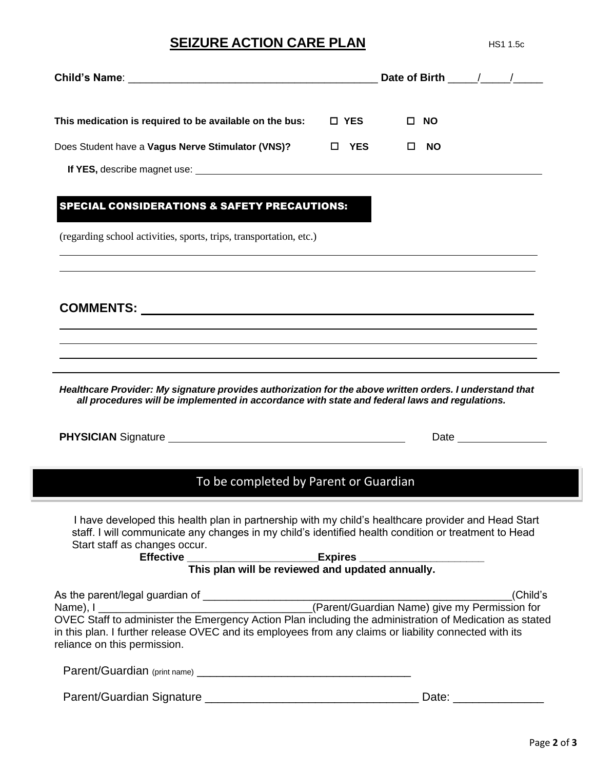# SEIZURE ACTION CARE PLAN

HS1 1.5c

**Child's Name**: ________________________________________ **Date of Birth** _____/_____/_____

**This medication is required to be available on the bus:** ☐ **YES** ☐ **NO**

Does Student have a **Vagus Nerve Stimulator (VNS)?** ☐ **YES** ☐ **NO**

**If YES,** describe magnet use: ________________________________________________________________

## SPECIAL CONSIDERATIONS & SAFETY PRECAUTIONS:

(regarding school activities, sports, trips, transportation, etc.)

________________________________________________________________________________

________________________________________________________________________________

## COMMENTS: ______________________________________________________

________________________________________________________________________________

________________________________________________________________________________

________________________________________________________________________________

***Healthcare Provider: My signature provides authorization for the above written orders. I understand that all procedures will be implemented in accordance with state and federal laws and regulations.***

**PHYSICIAN** Signature ________________________________________ Date ______________

## To be completed by Parent or Guardian

I have developed this health plan in partnership with my child's healthcare provider and Head Start staff. I will communicate any changes in my child's identified health condition or treatment to Head Start staff as changes occur.

**Effective** _____________________**Expires** _____________________

**This plan will be reviewed and updated annually.**

As the parent/legal guardian of ____________________________________________________(Child's Name), I ___________________________________(Parent/Guardian Name) give my Permission for OVEC Staff to administer the Emergency Action Plan including the administration of Medication as stated in this plan. I further release OVEC and its employees from any claims or liability connected with its reliance on this permission.

Parent/Guardian (print name) __________________________________

Parent/Guardian Signature _________________________________ Date: ______________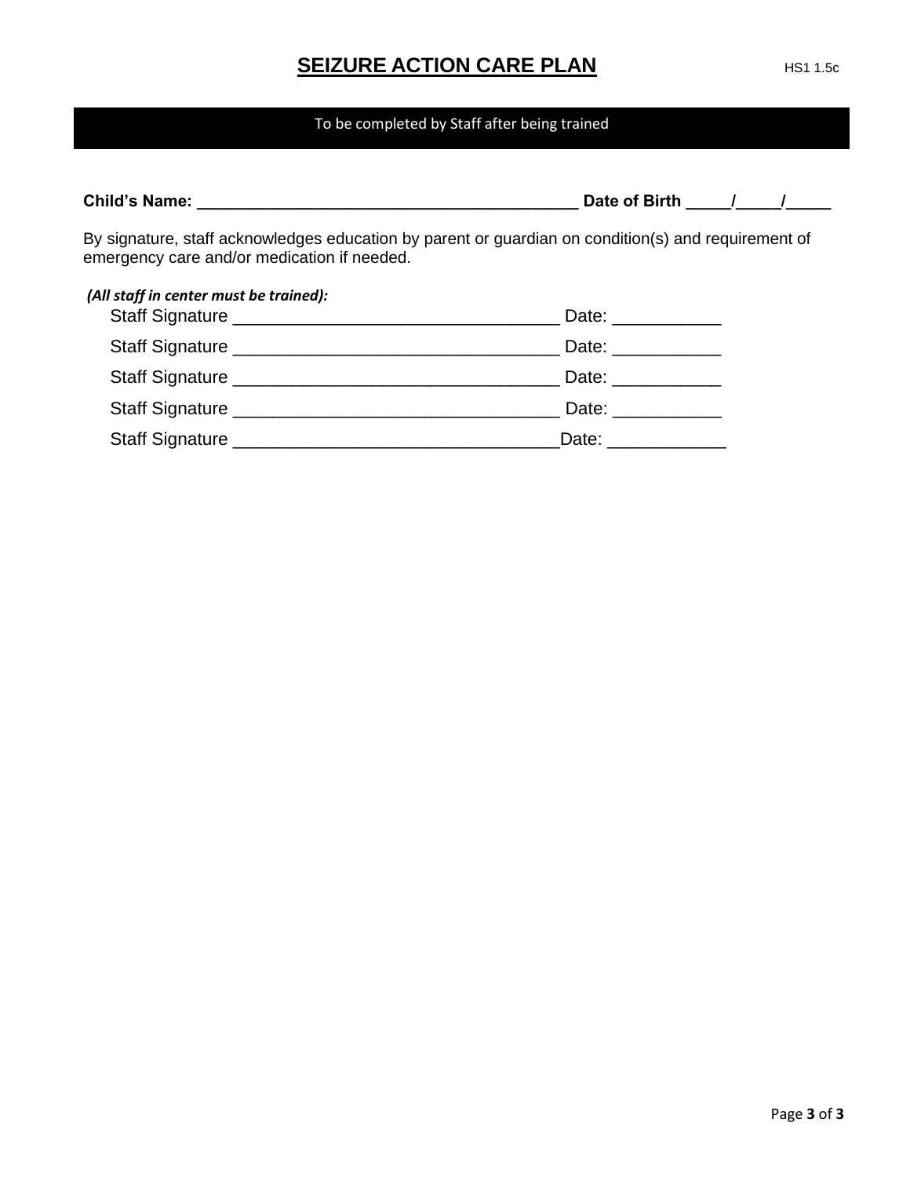# SEIZURE ACTION CARE PLAN

HS1 1.5c

To be completed by Staff after being trained

**Child's Name: ________________________________________ Date of Birth _____/_____/_____**

By signature, staff acknowledges education by parent or guardian on condition(s) and requirement of emergency care and/or medication if needed.

***(All staff in center must be trained):***

Staff Signature ________________________________ Date: ___________

Staff Signature ________________________________ Date: ___________

Staff Signature ________________________________ Date: ___________

Staff Signature ________________________________ Date: ___________

Staff Signature ________________________________Date: ____________